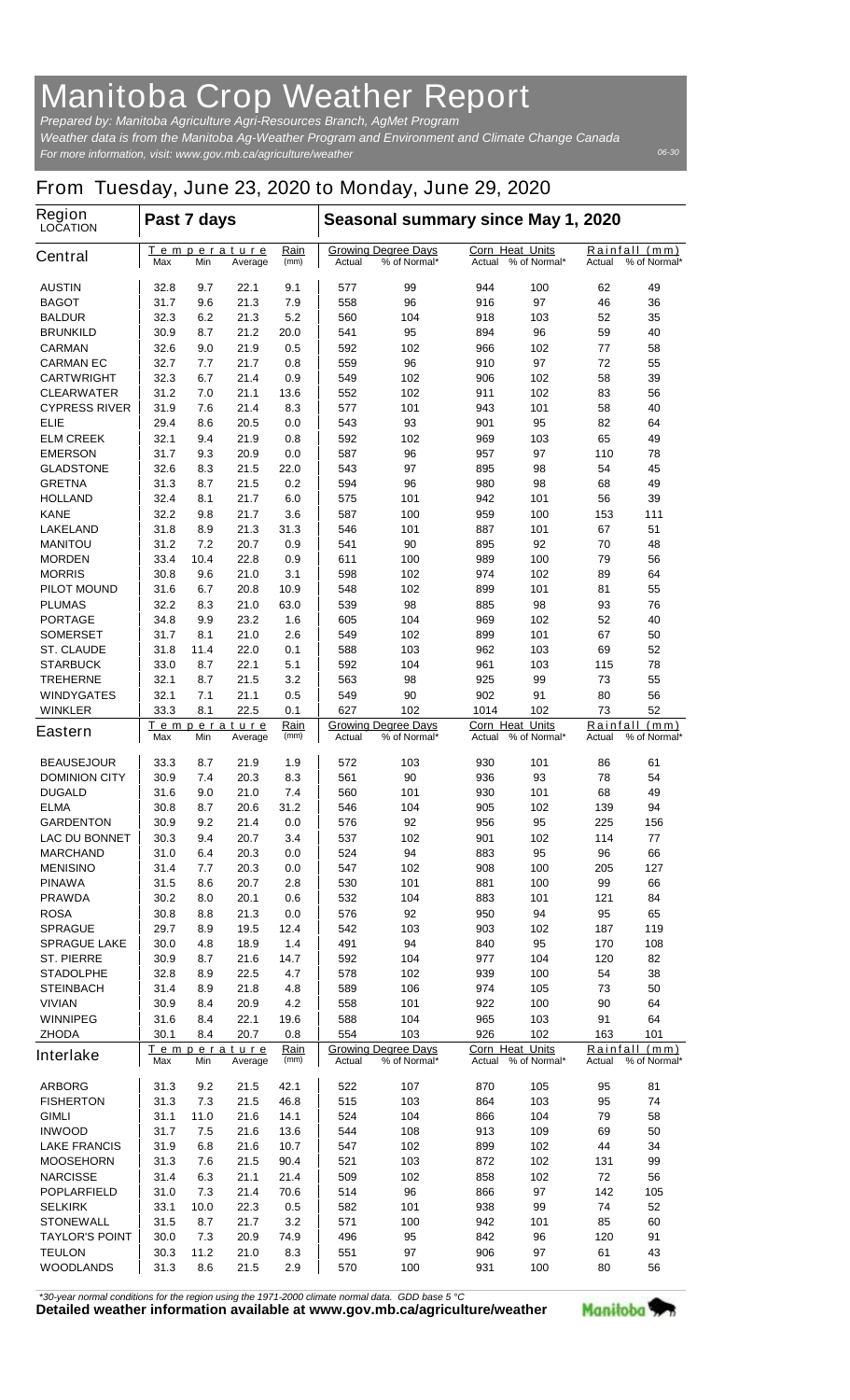# Manitoba Crop Weather Report

*Prepared by: Manitoba Agriculture Agri-Resources Branch, AgMet Program*
*Weather data is from the Manitoba Ag-Weather Program and Environment and Climate Change Canada*
*For more information, visit: www.gov.mb.ca/agriculture/weather*

06-30

## From Tuesday, June 23, 2020 to Monday, June 29, 2020

| Region LOCATION | Past 7 days | | | | Seasonal summary since May 1, 2020 | | | | | |
|---|---|---|---|---|---|---|---|---|---|---|
| | Temperature | | | Rain | Growing Degree Days | | Corn Heat Units | | Rainfall (mm) | |
| **Central** | Max | Min | Average | (mm) | Actual | % of Normal* | Actual | % of Normal* | Actual | % of Normal* |
| AUSTIN | 32.8 | 9.7 | 22.1 | 9.1 | 577 | 99 | 944 | 100 | 62 | 49 |
| BAGOT | 31.7 | 9.6 | 21.3 | 7.9 | 558 | 96 | 916 | 97 | 46 | 36 |
| BALDUR | 32.3 | 6.2 | 21.3 | 5.2 | 560 | 104 | 918 | 103 | 52 | 35 |
| BRUNKILD | 30.9 | 8.7 | 21.2 | 20.0 | 541 | 95 | 894 | 96 | 59 | 40 |
| CARMAN | 32.6 | 9.0 | 21.9 | 0.5 | 592 | 102 | 966 | 102 | 77 | 58 |
| CARMAN EC | 32.7 | 7.7 | 21.7 | 0.8 | 559 | 96 | 910 | 97 | 72 | 55 |
| CARTWRIGHT | 32.3 | 6.7 | 21.4 | 0.9 | 549 | 102 | 906 | 102 | 58 | 39 |
| CLEARWATER | 31.2 | 7.0 | 21.1 | 13.6 | 552 | 102 | 911 | 102 | 83 | 56 |
| CYPRESS RIVER | 31.9 | 7.6 | 21.4 | 8.3 | 577 | 101 | 943 | 101 | 58 | 40 |
| ELIE | 29.4 | 8.6 | 20.5 | 0.0 | 543 | 93 | 901 | 95 | 82 | 64 |
| ELM CREEK | 32.1 | 9.4 | 21.9 | 0.8 | 592 | 102 | 969 | 103 | 65 | 49 |
| EMERSON | 31.7 | 9.3 | 20.9 | 0.0 | 587 | 96 | 957 | 97 | 110 | 78 |
| GLADSTONE | 32.6 | 8.3 | 21.5 | 22.0 | 543 | 97 | 895 | 98 | 54 | 45 |
| GRETNA | 31.3 | 8.7 | 21.5 | 0.2 | 594 | 96 | 980 | 98 | 68 | 49 |
| HOLLAND | 32.4 | 8.1 | 21.7 | 6.0 | 575 | 101 | 942 | 101 | 56 | 39 |
| KANE | 32.2 | 9.8 | 21.7 | 3.6 | 587 | 100 | 959 | 100 | 153 | 111 |
| LAKELAND | 31.8 | 8.9 | 21.3 | 31.3 | 546 | 101 | 887 | 101 | 67 | 51 |
| MANITOU | 31.2 | 7.2 | 20.7 | 0.9 | 541 | 90 | 895 | 92 | 70 | 48 |
| MORDEN | 33.4 | 10.4 | 22.8 | 0.9 | 611 | 100 | 989 | 100 | 79 | 56 |
| MORRIS | 30.8 | 9.6 | 21.0 | 3.1 | 598 | 102 | 974 | 102 | 89 | 64 |
| PILOT MOUND | 31.6 | 6.7 | 20.8 | 10.9 | 548 | 102 | 899 | 101 | 81 | 55 |
| PLUMAS | 32.2 | 8.3 | 21.0 | 63.0 | 539 | 98 | 885 | 98 | 93 | 76 |
| PORTAGE | 34.8 | 9.9 | 23.2 | 1.6 | 605 | 104 | 969 | 102 | 52 | 40 |
| SOMERSET | 31.7 | 8.1 | 21.0 | 2.6 | 549 | 102 | 899 | 101 | 67 | 50 |
| ST. CLAUDE | 31.8 | 11.4 | 22.0 | 0.1 | 588 | 103 | 962 | 103 | 69 | 52 |
| STARBUCK | 33.0 | 8.7 | 22.1 | 5.1 | 592 | 104 | 961 | 103 | 115 | 78 |
| TREHERNE | 32.1 | 8.7 | 21.5 | 3.2 | 563 | 98 | 925 | 99 | 73 | 55 |
| WINDYGATES | 32.1 | 7.1 | 21.1 | 0.5 | 549 | 90 | 902 | 91 | 80 | 56 |
| WINKLER | 33.3 | 8.1 | 22.5 | 0.1 | 627 | 102 | 1014 | 102 | 73 | 52 |
| | Temperature | | | Rain | Growing Degree Days | | Corn Heat Units | | Rainfall (mm) | |
| **Eastern** | Max | Min | Average | (mm) | Actual | % of Normal* | Actual | % of Normal* | Actual | % of Normal* |
| BEAUSEJOUR | 33.3 | 8.7 | 21.9 | 1.9 | 572 | 103 | 930 | 101 | 86 | 61 |
| DOMINION CITY | 30.9 | 7.4 | 20.3 | 8.3 | 561 | 90 | 936 | 93 | 78 | 54 |
| DUGALD | 31.6 | 9.0 | 21.0 | 7.4 | 560 | 101 | 930 | 101 | 68 | 49 |
| ELMA | 30.8 | 8.7 | 20.6 | 31.2 | 546 | 104 | 905 | 102 | 139 | 94 |
| GARDENTON | 30.9 | 9.2 | 21.4 | 0.0 | 576 | 92 | 956 | 95 | 225 | 156 |
| LAC DU BONNET | 30.3 | 9.4 | 20.7 | 3.4 | 537 | 102 | 901 | 102 | 114 | 77 |
| MARCHAND | 31.0 | 6.4 | 20.3 | 0.0 | 524 | 94 | 883 | 95 | 96 | 66 |
| MENISINO | 31.4 | 7.7 | 20.3 | 0.0 | 547 | 102 | 908 | 100 | 205 | 127 |
| PINAWA | 31.5 | 8.6 | 20.7 | 2.8 | 530 | 101 | 881 | 100 | 99 | 66 |
| PRAWDA | 30.2 | 8.0 | 20.1 | 0.6 | 532 | 104 | 883 | 101 | 121 | 84 |
| ROSA | 30.8 | 8.8 | 21.3 | 0.0 | 576 | 92 | 950 | 94 | 95 | 65 |
| SPRAGUE | 29.7 | 8.9 | 19.5 | 12.4 | 542 | 103 | 903 | 102 | 187 | 119 |
| SPRAGUE LAKE | 30.0 | 4.8 | 18.9 | 1.4 | 491 | 94 | 840 | 95 | 170 | 108 |
| ST. PIERRE | 30.9 | 8.7 | 21.6 | 14.7 | 592 | 104 | 977 | 104 | 120 | 82 |
| STADOLPHE | 32.8 | 8.9 | 22.5 | 4.7 | 578 | 102 | 939 | 100 | 54 | 38 |
| STEINBACH | 31.4 | 8.9 | 21.8 | 4.8 | 589 | 106 | 974 | 105 | 73 | 50 |
| VIVIAN | 30.9 | 8.4 | 20.9 | 4.2 | 558 | 101 | 922 | 100 | 90 | 64 |
| WINNIPEG | 31.6 | 8.4 | 22.1 | 19.6 | 588 | 104 | 965 | 103 | 91 | 64 |
| ZHODA | 30.1 | 8.4 | 20.7 | 0.8 | 554 | 103 | 926 | 102 | 163 | 101 |
| | Temperature | | | Rain | Growing Degree Days | | Corn Heat Units | | Rainfall (mm) | |
| **Interlake** | Max | Min | Average | (mm) | Actual | % of Normal* | Actual | % of Normal* | Actual | % of Normal* |
| ARBORG | 31.3 | 9.2 | 21.5 | 42.1 | 522 | 107 | 870 | 105 | 95 | 81 |
| FISHERTON | 31.3 | 7.3 | 21.5 | 46.8 | 515 | 103 | 864 | 103 | 95 | 74 |
| GIMLI | 31.1 | 11.0 | 21.6 | 14.1 | 524 | 104 | 866 | 104 | 79 | 58 |
| INWOOD | 31.7 | 7.5 | 21.6 | 13.6 | 544 | 108 | 913 | 109 | 69 | 50 |
| LAKE FRANCIS | 31.9 | 6.8 | 21.6 | 10.7 | 547 | 102 | 899 | 102 | 44 | 34 |
| MOOSEHORN | 31.3 | 7.6 | 21.5 | 90.4 | 521 | 103 | 872 | 102 | 131 | 99 |
| NARCISSE | 31.4 | 6.3 | 21.1 | 21.4 | 509 | 102 | 858 | 102 | 72 | 56 |
| POPLARFIELD | 31.0 | 7.3 | 21.4 | 70.6 | 514 | 96 | 866 | 97 | 142 | 105 |
| SELKIRK | 33.1 | 10.0 | 22.3 | 0.5 | 582 | 101 | 938 | 99 | 74 | 52 |
| STONEWALL | 31.5 | 8.7 | 21.7 | 3.2 | 571 | 100 | 942 | 101 | 85 | 60 |
| TAYLOR'S POINT | 30.0 | 7.3 | 20.9 | 74.9 | 496 | 95 | 842 | 96 | 120 | 91 |
| TEULON | 30.3 | 11.2 | 21.0 | 8.3 | 551 | 97 | 906 | 97 | 61 | 43 |
| WOODLANDS | 31.3 | 8.6 | 21.5 | 2.9 | 570 | 100 | 931 | 100 | 80 | 56 |

*\*30-year normal conditions for the region using the 1971-2000 climate normal data. GDD base 5 °C*

**Detailed weather information available at www.gov.mb.ca/agriculture/weather**

Manitoba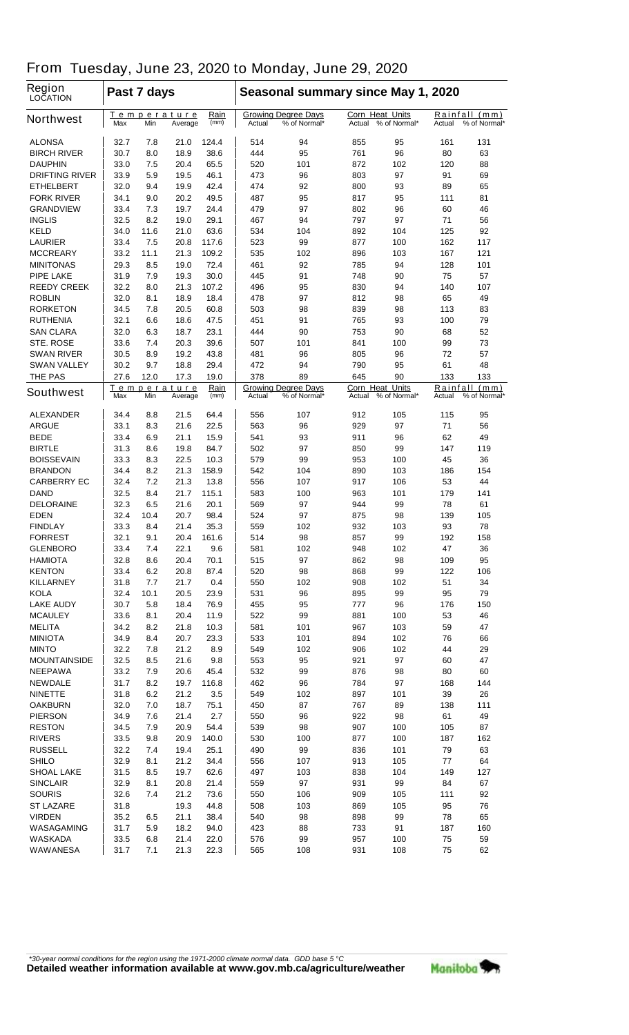# From Tuesday, June 23, 2020 to Monday, June 29, 2020

| Region LOCATION | Past 7 days | | | | Seasonal summary since May 1, 2020 | | | | | |
|---|---|---|---|---|---|---|---|---|---|---|
| Northwest | Temperature | | | Rain | Growing Degree Days | | Corn Heat Units | | Rainfall (mm) | |
| | Max | Min | Average | (mm) | Actual | % of Normal* | Actual | % of Normal* | Actual | % of Normal* |
| ALONSA | 32.7 | 7.8 | 21.0 | 124.4 | 514 | 94 | 855 | 95 | 161 | 131 |
| BIRCH RIVER | 30.7 | 8.0 | 18.9 | 38.6 | 444 | 95 | 761 | 96 | 80 | 63 |
| DAUPHIN | 33.0 | 7.5 | 20.4 | 65.5 | 520 | 101 | 872 | 102 | 120 | 88 |
| DRIFTING RIVER | 33.9 | 5.9 | 19.5 | 46.1 | 473 | 96 | 803 | 97 | 91 | 69 |
| ETHELBERT | 32.0 | 9.4 | 19.9 | 42.4 | 474 | 92 | 800 | 93 | 89 | 65 |
| FORK RIVER | 34.1 | 9.0 | 20.2 | 49.5 | 487 | 95 | 817 | 95 | 111 | 81 |
| GRANDVIEW | 33.4 | 7.3 | 19.7 | 24.4 | 479 | 97 | 802 | 96 | 60 | 46 |
| INGLIS | 32.5 | 8.2 | 19.0 | 29.1 | 467 | 94 | 797 | 97 | 71 | 56 |
| KELD | 34.0 | 11.6 | 21.0 | 63.6 | 534 | 104 | 892 | 104 | 125 | 92 |
| LAURIER | 33.4 | 7.5 | 20.8 | 117.6 | 523 | 99 | 877 | 100 | 162 | 117 |
| MCCREARY | 33.2 | 11.1 | 21.3 | 109.2 | 535 | 102 | 896 | 103 | 167 | 121 |
| MINITONAS | 29.3 | 8.5 | 19.0 | 72.4 | 461 | 92 | 785 | 94 | 128 | 101 |
| PIPE LAKE | 31.9 | 7.9 | 19.3 | 30.0 | 445 | 91 | 748 | 90 | 75 | 57 |
| REEDY CREEK | 32.2 | 8.0 | 21.3 | 107.2 | 496 | 95 | 830 | 94 | 140 | 107 |
| ROBLIN | 32.0 | 8.1 | 18.9 | 18.4 | 478 | 97 | 812 | 98 | 65 | 49 |
| RORKETON | 34.5 | 7.8 | 20.5 | 60.8 | 503 | 98 | 839 | 98 | 113 | 83 |
| RUTHENIA | 32.1 | 6.6 | 18.6 | 47.5 | 451 | 91 | 765 | 93 | 100 | 79 |
| SAN CLARA | 32.0 | 6.3 | 18.7 | 23.1 | 444 | 90 | 753 | 90 | 68 | 52 |
| STE. ROSE | 33.6 | 7.4 | 20.3 | 39.6 | 507 | 101 | 841 | 100 | 99 | 73 |
| SWAN RIVER | 30.5 | 8.9 | 19.2 | 43.8 | 481 | 96 | 805 | 96 | 72 | 57 |
| SWAN VALLEY | 30.2 | 9.7 | 18.8 | 29.4 | 472 | 94 | 790 | 95 | 61 | 48 |
| THE PAS | 27.6 | 12.0 | 17.3 | 19.0 | 378 | 89 | 645 | 90 | 133 | 133 |
| Southwest | Temperature | | | Rain | Growing Degree Days | | Corn Heat Units | | Rainfall (mm) | |
| | Max | Min | Average | (mm) | Actual | % of Normal* | Actual | % of Normal* | Actual | % of Normal* |
| ALEXANDER | 34.4 | 8.8 | 21.5 | 64.4 | 556 | 107 | 912 | 105 | 115 | 95 |
| ARGUE | 33.1 | 8.3 | 21.6 | 22.5 | 563 | 96 | 929 | 97 | 71 | 56 |
| BEDE | 33.4 | 6.9 | 21.1 | 15.9 | 541 | 93 | 911 | 96 | 62 | 49 |
| BIRTLE | 31.3 | 8.6 | 19.8 | 84.7 | 502 | 97 | 850 | 99 | 147 | 119 |
| BOISSEVAIN | 33.3 | 8.3 | 22.5 | 10.3 | 579 | 99 | 953 | 100 | 45 | 36 |
| BRANDON | 34.4 | 8.2 | 21.3 | 158.9 | 542 | 104 | 890 | 103 | 186 | 154 |
| CARBERRY EC | 32.4 | 7.2 | 21.3 | 13.8 | 556 | 107 | 917 | 106 | 53 | 44 |
| DAND | 32.5 | 8.4 | 21.7 | 115.1 | 583 | 100 | 963 | 101 | 179 | 141 |
| DELORAINE | 32.3 | 6.5 | 21.6 | 20.1 | 569 | 97 | 944 | 99 | 78 | 61 |
| EDEN | 32.4 | 10.4 | 20.7 | 98.4 | 524 | 97 | 875 | 98 | 139 | 105 |
| FINDLAY | 33.3 | 8.4 | 21.4 | 35.3 | 559 | 102 | 932 | 103 | 93 | 78 |
| FORREST | 32.1 | 9.1 | 20.4 | 161.6 | 514 | 98 | 857 | 99 | 192 | 158 |
| GLENBORO | 33.4 | 7.4 | 22.1 | 9.6 | 581 | 102 | 948 | 102 | 47 | 36 |
| HAMIOTA | 32.8 | 8.6 | 20.4 | 70.1 | 515 | 97 | 862 | 98 | 109 | 95 |
| KENTON | 33.4 | 6.2 | 20.8 | 87.4 | 520 | 98 | 868 | 99 | 122 | 106 |
| KILLARNEY | 31.8 | 7.7 | 21.7 | 0.4 | 550 | 102 | 908 | 102 | 51 | 34 |
| KOLA | 32.4 | 10.1 | 20.5 | 23.9 | 531 | 96 | 895 | 99 | 95 | 79 |
| LAKE AUDY | 30.7 | 5.8 | 18.4 | 76.9 | 455 | 95 | 777 | 96 | 176 | 150 |
| MCAULEY | 33.6 | 8.1 | 20.4 | 11.9 | 522 | 99 | 881 | 100 | 53 | 46 |
| MELITA | 34.2 | 8.2 | 21.8 | 10.3 | 581 | 101 | 967 | 103 | 59 | 47 |
| MINIOTA | 34.9 | 8.4 | 20.7 | 23.3 | 533 | 101 | 894 | 102 | 76 | 66 |
| MINTO | 32.2 | 7.8 | 21.2 | 8.9 | 549 | 102 | 906 | 102 | 44 | 29 |
| MOUNTAINSIDE | 32.5 | 8.5 | 21.6 | 9.8 | 553 | 95 | 921 | 97 | 60 | 47 |
| NEEPAWA | 33.2 | 7.9 | 20.6 | 45.4 | 532 | 99 | 876 | 98 | 80 | 60 |
| NEWDALE | 31.7 | 8.2 | 19.7 | 116.8 | 462 | 96 | 784 | 97 | 168 | 144 |
| NINETTE | 31.8 | 6.2 | 21.2 | 3.5 | 549 | 102 | 897 | 101 | 39 | 26 |
| OAKBURN | 32.0 | 7.0 | 18.7 | 75.1 | 450 | 87 | 767 | 89 | 138 | 111 |
| PIERSON | 34.9 | 7.6 | 21.4 | 2.7 | 550 | 96 | 922 | 98 | 61 | 49 |
| RESTON | 34.5 | 7.9 | 20.9 | 54.4 | 539 | 98 | 907 | 100 | 105 | 87 |
| RIVERS | 33.5 | 9.8 | 20.9 | 140.0 | 530 | 100 | 877 | 100 | 187 | 162 |
| RUSSELL | 32.2 | 7.4 | 19.4 | 25.1 | 490 | 99 | 836 | 101 | 79 | 63 |
| SHILO | 32.9 | 8.1 | 21.2 | 34.4 | 556 | 107 | 913 | 105 | 77 | 64 |
| SHOAL LAKE | 31.5 | 8.5 | 19.7 | 62.6 | 497 | 103 | 838 | 104 | 149 | 127 |
| SINCLAIR | 32.9 | 8.1 | 20.8 | 21.4 | 559 | 97 | 931 | 99 | 84 | 67 |
| SOURIS | 32.6 | 7.4 | 21.2 | 73.6 | 550 | 106 | 909 | 105 | 111 | 92 |
| ST LAZARE | 31.8 | | 19.3 | 44.8 | 508 | 103 | 869 | 105 | 95 | 76 |
| VIRDEN | 35.2 | 6.5 | 21.1 | 38.4 | 540 | 98 | 898 | 99 | 78 | 65 |
| WASAGAMING | 31.7 | 5.9 | 18.2 | 94.0 | 423 | 88 | 733 | 91 | 187 | 160 |
| WASKADA | 33.5 | 6.8 | 21.4 | 22.0 | 576 | 99 | 957 | 100 | 75 | 59 |
| WAWANESA | 31.7 | 7.1 | 21.3 | 22.3 | 565 | 108 | 931 | 108 | 75 | 62 |

*30-year normal conditions for the region using the 1971-2000 climate normal data. GDD base 5 °C

**Detailed weather information available at www.gov.mb.ca/agriculture/weather**

Manitoba